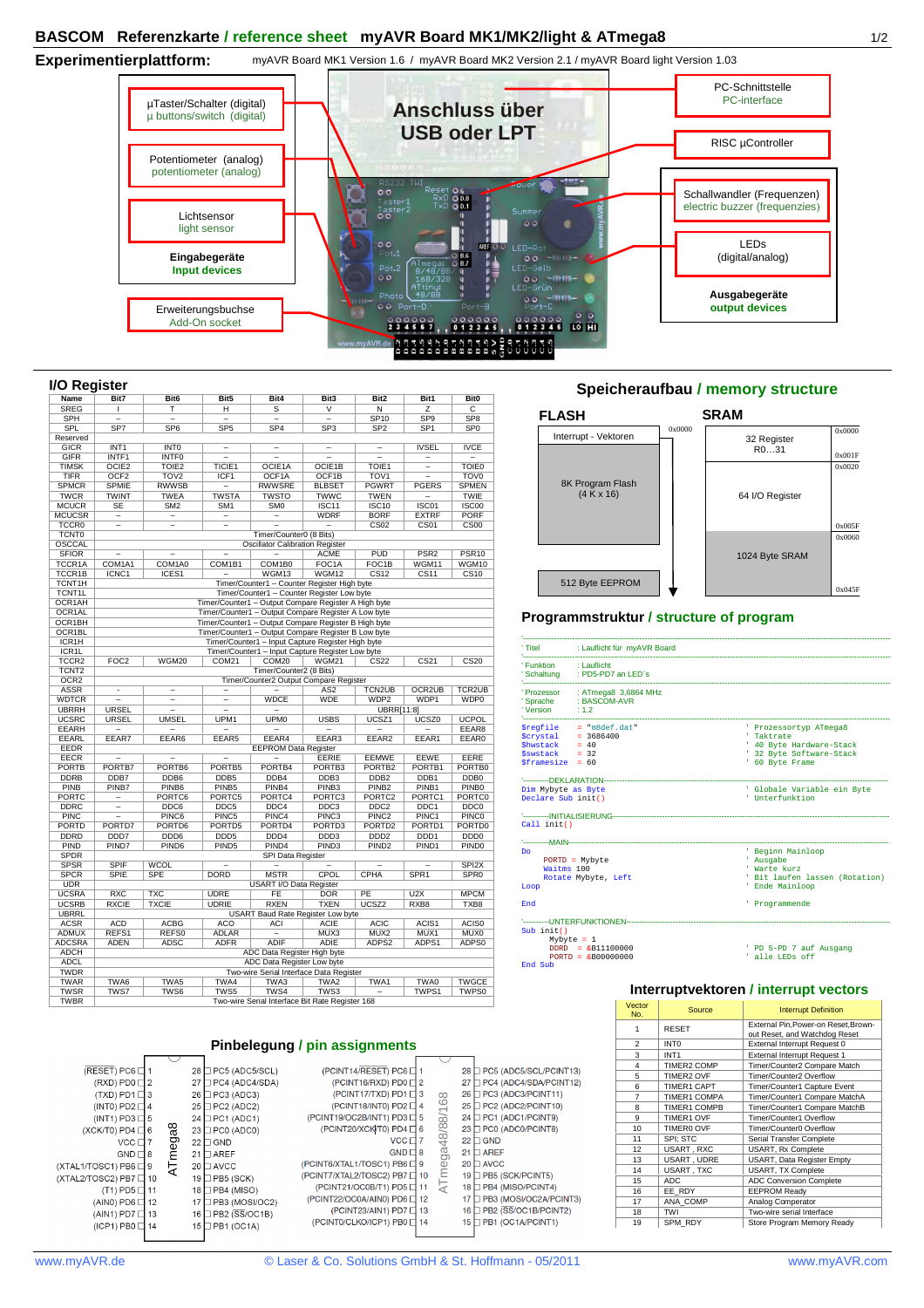# BASCOM Referenzkarte / reference sheet myAVR Board MK1/MK2/light & ATmega8

## Experimentierplattform:

myAVR Board MK1 Version 1.6 / myAVR Board MK2 Version 2.1 / myAVR Board light Version 1.03

**Eingabegeräte / Input devices**
- µTaster/Schalter (digital) / µ buttons/switch (digital)
- Potentiometer (analog) / potentiometer (analog)
- Lichtsensor / light sensor

Erweiterungsbuchse / Add-On socket

Anschluss über USB oder LPT

- PC-Schnittstelle / PC-interface
- RISC µController

**Ausgabegeräte / output devices**
- Schallwandler (Frequenzen) / electric buzzer (frequenzies)
- LEDs (digital/analog)

## I/O Register

| Name | Bit7 | Bit6 | Bit5 | Bit4 | Bit3 | Bit2 | Bit1 | Bit0 |
|---|---|---|---|---|---|---|---|---|
| SREG | I | T | H | S | V | N | Z | C |
| SPH | – | – | – | – | – | SP10 | SP9 | SP8 |
| SPL | SP7 | SP6 | SP5 | SP4 | SP3 | SP2 | SP1 | SP0 |
| Reserved | | | | | | | | |
| GICR | INT1 | INT0 | – | – | – | – | IVSEL | IVCE |
| GIFR | INTF1 | INTF0 | – | – | – | – | – | – |
| TIMSK | OCIE2 | TOIE2 | TICIE1 | OCIE1A | OCIE1B | TOIE1 | – | TOIE0 |
| TIFR | OCF2 | TOV2 | ICF1 | OCF1A | OCF1B | TOV1 | – | TOV0 |
| SPMCR | SPMIE | RWWSB | – | RWWSRE | BLBSET | PGWRT | PGERS | SPMEN |
| TWCR | TWINT | TWEA | TWSTA | TWSTO | TWWC | TWEN | – | TWIE |
| MCUCR | SE | SM2 | SM1 | SM0 | ISC11 | ISC10 | ISC01 | ISC00 |
| MCUCSR | – | – | – | – | WDRF | BORF | EXTRF | PORF |
| TCCR0 | – | – | – | – | – | CS02 | CS01 | CS00 |
| TCNT0 | Timer/Counter0 (8 Bits) | | | | | | | |
| OSCCAL | Oscillator Calibration Register | | | | | | | |
| SFIOR | – | – | – | – | ACME | PUD | PSR2 | PSR10 |
| TCCR1A | COM1A1 | COM1A0 | COM1B1 | COM1B0 | FOC1A | FOC1B | WGM11 | WGM10 |
| TCCR1B | ICNC1 | ICES1 | – | WGM13 | WGM12 | CS12 | CS11 | CS10 |
| TCNT1H | Timer/Counter1 – Counter Register High byte | | | | | | | |
| TCNT1L | Timer/Counter1 – Counter Register Low byte | | | | | | | |
| OCR1AH | Timer/Counter1 – Output Compare Register A High byte | | | | | | | |
| OCR1AL | Timer/Counter1 – Output Compare Register A Low byte | | | | | | | |
| OCR1BH | Timer/Counter1 – Output Compare Register B High byte | | | | | | | |
| OCR1BL | Timer/Counter1 – Output Compare Register B Low byte | | | | | | | |
| ICR1H | Timer/Counter1 – Input Capture Register High byte | | | | | | | |
| ICR1L | Timer/Counter1 – Input Capture Register Low byte | | | | | | | |
| TCCR2 | FOC2 | WGM20 | COM21 | COM20 | WGM21 | CS22 | CS21 | CS20 |
| TCNT2 | Timer/Counter2 (8 Bits) | | | | | | | |
| OCR2 | Timer/Counter2 Output Compare Register | | | | | | | |
| ASSR | – | – | – | – | AS2 | TCN2UB | OCR2UB | TCR2UB |
| WDTCR | – | – | – | WDCE | WDE | WDP2 | WDP1 | WDP0 |
| UBRRH | URSEL | – | – | – | | UBRR[11:8] | | |
| UCSRC | URSEL | UMSEL | UPM1 | UPM0 | USBS | UCSZ1 | UCSZ0 | UCPOL |
| EEARH | – | – | – | – | – | – | – | EEAR8 |
| EEARL | EEAR7 | EEAR6 | EEAR5 | EEAR4 | EEAR3 | EEAR2 | EEAR1 | EEAR0 |
| EEDR | EEPROM Data Register | | | | | | | |
| EECR | – | – | – | – | EERIE | EEMWE | EEWE | EERE |
| PORTB | PORTB7 | PORTB6 | PORTB5 | PORTB4 | PORTB3 | PORTB2 | PORTB1 | PORTB0 |
| DDRB | DDB7 | DDB6 | DDB5 | DDB4 | DDB3 | DDB2 | DDB1 | DDB0 |
| PINB | PINB7 | PINB6 | PINB5 | PINB4 | PINB3 | PINB2 | PINB1 | PINB0 |
| PORTC | – | PORTC6 | PORTC5 | PORTC4 | PORTC3 | PORTC2 | PORTC1 | PORTC0 |
| DDRC | – | DDC6 | DDC5 | DDC4 | DDC3 | DDC2 | DDC1 | DDC0 |
| PINC | – | PINC6 | PINC5 | PINC4 | PINC3 | PINC2 | PINC1 | PINC0 |
| PORTD | PORTD7 | PORTD6 | PORTD5 | PORTD4 | PORTD3 | PORTD2 | PORTD1 | PORTD0 |
| DDRD | DDD7 | DDD6 | DDD5 | DDD4 | DDD3 | DDD2 | DDD1 | DDD0 |
| PIND | PIND7 | PIND6 | PIND5 | PIND4 | PIND3 | PIND2 | PIND1 | PIND0 |
| SPDR | SPI Data Register | | | | | | | |
| SPSR | SPIF | WCOL | – | – | – | – | – | SPI2X |
| SPCR | SPIE | SPE | DORD | MSTR | CPOL | CPHA | SPR1 | SPR0 |
| UDR | USART I/O Data Register | | | | | | | |
| UCSRA | RXC | TXC | UDRE | FE | DOR | PE | U2X | MPCM |
| UCSRB | RXCIE | TXCIE | UDRIE | RXEN | TXEN | UCSZ2 | RXB8 | TXB8 |
| UBRRL | USART Baud Rate Register Low byte | | | | | | | |
| ACSR | ACD | ACBG | ACO | ACI | ACIE | ACIC | ACIS1 | ACIS0 |
| ADMUX | REFS1 | REFS0 | ADLAR | – | MUX3 | MUX2 | MUX1 | MUX0 |
| ADCSRA | ADEN | ADSC | ADFR | ADIF | ADIE | ADPS2 | ADPS1 | ADPS0 |
| ADCH | ADC Data Register High byte | | | | | | | |
| ADCL | ADC Data Register Low byte | | | | | | | |
| TWDR | Two-wire Serial Interface Data Register | | | | | | | |
| TWAR | TWA6 | TWA5 | TWA4 | TWA3 | TWA2 | TWA1 | TWA0 | TWGCE |
| TWSR | TWS7 | TWS6 | TWS5 | TWS4 | TWS3 | – | TWPS1 | TWPS0 |
| TWBR | Two-wire Serial Interface Bit Rate Register 168 | | | | | | | |

## Speicheraufbau / memory structure

**FLASH**

| Adresse | Inhalt |
|---|---|
| 0x0000 | Interrupt - Vektoren |
| | 8K Program Flash (4 K x 16) |
| | 512 Byte EEPROM |

**SRAM**

| Adresse | Inhalt |
|---|---|
| 0x0000 – 0x001F | 32 Register R0…31 |
| 0x0020 – 0x005F | 64 I/O Register |
| 0x0060 – 0x045F | 1024 Byte SRAM |

## Programmstruktur / structure of program

```
'--------------------------------------------------------------------
' Titel         : Lauflicht für myAVR Board
'--------------------------------------------------------------------
' Funktion      : Lauflicht
' Schaltung     : PD5-PD7 an LED`s
'--------------------------------------------------------------------
' Prozessor     : ATmega8 3,6864 MHz
' Sprache       : BASCOM-AVR
' Version       : 1.2
'--------------------------------------------------------------------
$regfile    = "m8def.dat"          ' Prozessortyp ATmega8
$crystal    = 3686400              ' Taktrate
$hwstack    = 40                   ' 40 Byte Hardware-Stack
$swstack    = 32                   ' 32 Byte Software-Stack
$framesize  = 60                   ' 60 Byte Frame
'------------DEKLARATION---------------------------------------------
Dim Mybyte as Byte                 ' Globale Variable ein Byte
Declare Sub init()                 ' Unterfunktion
'------------INITIALISIERUNG-----------------------------------------
Call init()
'------------MAIN----------------------------------------------------
Do                                 ' Beginn Mainloop
   PORTD = Mybyte                  ' Ausgabe
   Waitms 100                      ' Warte kurz
   Rotate Mybyte, Left             ' Bit laufen lassen (Rotation)
Loop                               ' Ende Mainloop

End                                ' Programmende
'------------UNTERFUNKTIONEN-----------------------------------------
Sub init()
   Mybyte = 1
   DDRD  = &B11100000              ' PD 5-PD 7 auf Ausgang
   PORTD = &B00000000              ' alle LEDs off
End Sub
```

## Interruptvektoren / interrupt vectors

| Vector No. | Source | Interrupt Definition |
|---|---|---|
| 1 | RESET | External Pin,Power-on Reset,Brown-out Reset, and Watchdog Reset |
| 2 | INT0 | External Interrupt Request 0 |
| 3 | INT1 | External Interrupt Request 1 |
| 4 | TIMER2 COMP | Timer/Counter2 Compare Match |
| 5 | TIMER2 OVF | Timer/Counter2 Overflow |
| 6 | TIMER1 CAPT | Timer/Counter1 Capture Event |
| 7 | TIMER1 COMPA | Timer/Counter1 Compare MatchA |
| 8 | TIMER1 COMPB | Timer/Counter1 Compare MatchB |
| 9 | TIMER1 OVF | Timer/Counter1 Overflow |
| 10 | TIMER0 OVF | Timer/Counter0 Overflow |
| 11 | SPI; STC | Serial Transfer Complete |
| 12 | USART , RXC | USART, Rx Complete |
| 13 | USART , UDRE | USART, Data Register Empty |
| 14 | USART , TXC | USART, TX Complete |
| 15 | ADC | ADC Conversion Complete |
| 16 | EE_RDY | EEPROM Ready |
| 17 | ANA_COMP | Analog Comparator |
| 18 | TWI | Two-wire Serial Interface |
| 19 | SPM_RDY | Store Program Memory Ready |

## Pinbelegung / pin assignments

**ATmega8**

| Function | Pin | Pin | Function |
|---|---|---|---|
| (RESET) PC6 | 1 | 28 | PC5 (ADC5/SCL) |
| (RXD) PD0 | 2 | 27 | PC4 (ADC4/SDA) |
| (TXD) PD1 | 3 | 26 | PC3 (ADC3) |
| (INT0) PD2 | 4 | 25 | PC2 (ADC2) |
| (INT1) PD3 | 5 | 24 | PC1 (ADC1) |
| (XCK/T0) PD4 | 6 | 23 | PC0 (ADC0) |
| VCC | 7 | 22 | GND |
| GND | 8 | 21 | AREF |
| (XTAL1/TOSC1) PB6 | 9 | 20 | AVCC |
| (XTAL2/TOSC2) PB7 | 10 | 19 | PB5 (SCK) |
| (T1) PD5 | 11 | 18 | PB4 (MISO) |
| (AIN0) PD6 | 12 | 17 | PB3 (MOSI/OC2) |
| (AIN1) PD7 | 13 | 16 | PB2 (SS/OC1B) |
| (ICP1) PB0 | 14 | 15 | PB1 (OC1A) |

**ATmega48/88/168**

| Function | Pin | Pin | Function |
|---|---|---|---|
| (PCINT14/RESET) PC6 | 1 | 28 | PC5 (ADC5/SCL/PCINT13) |
| (PCINT16/RXD) PD0 | 2 | 27 | PC4 (ADC4/SDA/PCINT12) |
| (PCINT17/TXD) PD1 | 3 | 26 | PC3 (ADC3/PCINT11) |
| (PCINT18/INT0) PD2 | 4 | 25 | PC2 (ADC2/PCINT10) |
| (PCINT19/OC2B/INT1) PD3 | 5 | 24 | PC1 (ADC1/PCINT9) |
| (PCINT20/XCK/T0) PD4 | 6 | 23 | PC0 (ADC0/PCINT8) |
| VCC | 7 | 22 | GND |
| GND | 8 | 21 | AREF |
| (PCINT6/XTAL1/TOSC1) PB6 | 9 | 20 | AVCC |
| (PCINT7/XTAL2/TOSC2) PB7 | 10 | 19 | PB5 (SCK/PCINT5) |
| (PCINT21/OC0B/T1) PD5 | 11 | 18 | PB4 (MISO/PCINT4) |
| (PCINT22/OC0A/AIN0) PD6 | 12 | 17 | PB3 (MOSI/OC2A/PCINT3) |
| (PCINT23/AIN1) PD7 | 13 | 16 | PB2 (SS/OC1B/PCINT2) |
| (PCINT0/CLKO/ICP1) PB0 | 14 | 15 | PB1 (OC1A/PCINT1) |

www.myAVR.de © Laser & Co. Solutions GmbH & St. Hoffmann - 05/2011 www.myAVR.com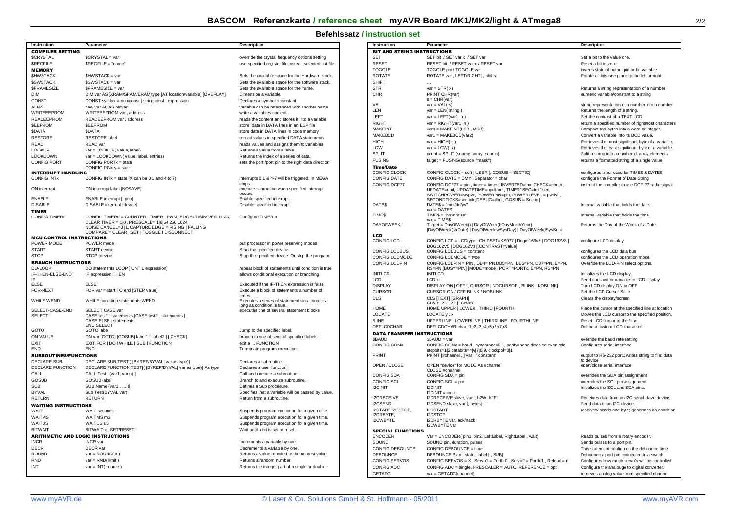# BASCOM Referenzkarte / reference sheet myAVR Board MK1/MK2/light & ATmega8

## Befehlssatz / instruction set

| Instruction | Parameter | Description |
|---|---|---|
| **COMPILER SETTING** | | |
| $CRYSTAL | $CRYSTAL = var | override the crystal frequency options setting |
| $REGFILE | $REGFILE = "name" | use specified register file instead selected dat file |
| **MEMORY** | | |
| $HWSTACK | $HWSTACK = var | Sets the available space for the Hardware stack. |
| $SWSTACK | $SWSTACK = var | Sets the available space for the software stack. |
| $FRAMESIZE | $FRAMESIZE = var | Sets the available space for the frame. |
| DIM | DIM var AS [XRAM/SRAM/ERAM]type [AT location/variable] [OVERLAY] | Dimension a variable. |
| CONST | CONST symbol = numconst \| stringconst \| expression | Declares a symbolic constant. |
| ALIAS | new var ALIAS oldvar | variable can be referenced with another name |
| WRITEEEPROM | WRITEEEPROM var , address | write a variables content |
| READEEPROM | READEEPROM var , address | reads the content and stores it into a variable |
| $EEPROM | $EEPROM | store data in DATA lines in an EEP file |
| $DATA | $DATA | store data in DATA lines in code memory |
| RESTORE | RESTORE label | reread values in specified DATA statements |
| READ | READ var | reads values and assigns them to variables |
| LOOKUP | var = LOOKUP( value, label) | Returns a value from a lable. |
| LOOKDOWN | var = LOOKDOWN( value, label, entries) | Returns the index of a series of data. |
| CONFIG PORT | CONFIG PORTx = state<br>CONFIG PINx.y = state | sets the port /port pin to the right data direction |
| **INTERRUPT HANDLING** | | |
| CONFIG INTx | CONFIG INTx = state (X can be 0,1 and 4 to 7) | interrupts 0,1 & 4-7 will be triggered, in MEGA chips |
| ON interrupt | ON interrupt label [NOSAVE] | execute subroutine when specified interrupt occurs |
| ENABLE | ENABLE interrupt [, prio] | Enable specified interrupt. |
| DISABLE | DISABLE interrupt [device] | Disable specified interrupt. |
| **TIMER** | | |
| CONFIG TIMERn | CONFIG TIMERn = COUNTER \| TIMER \| PWM, EDGE=RISING/FALLING, CLEAR TIMER = 1\|0 , PRESCALE= 1\|8\|64\|256\|1024<br>NOISE CANCEL=0 \|1, CAPTURE EDGE = RISING \| FALLING<br>COMPARE = CLEAR \| SET \| TOGGLE I DISCONNECT | Configure TIMER n |
| **MCU CONTROL INSTRUCTIONS** | | |
| POWER MODE | POWER mode | put processor in power reserving modes |
| START | START device | Start the specified device. |
| STOP | STOP [device] | Stop the specified device. Or stop the program |
| **BRANCH INSTRUCTIONS** | | |
| DO-LOOP | DO statements LOOP [ UNTIL expression] | repeat block of statements until condition is true |
| IF-THEN-ELSE-END IF | IF expression THEN | allows conditional execution or branching |
| ELSE | ELSE | Executed if the IF-THEN expression is false. |
| FOR-NEXT | FOR var = start TO end [STEP value] | Execute a block of statements a number of times. |
| WHILE-WEND | WHILE condition statements WEND | Executes a series of statements in a loop, as long as condition is true. |
| SELECT-CASE-END SELECT | SELECT CASE var<br>CASE test1 : statements [CASE test2 : statements ]<br>CASE ELSE : statements<br>END SELECT | executes one of several statement blocks |
| GOTO | GOTO label | Jump to the specified label. |
| ON VALUE | ON var [GOTO] [GOSUB] label1 [, label2 ] [,CHECK] | branch to one of several specified labels |
| EXIT | EXIT FOR \| DO \| WHILE \| SUB \| FUNCTION | exit a ... FUNCTION |
| END | END | Terminate program execution. |
| **SUBROUTINES/FUNCTIONS** | | |
| DECLARE SUB | DECLARE SUB TEST[( [BYREF/BYVAL] var as type)] | Declares a subroutine. |
| DECLARE FUNCTION | DECLARE FUNCTION TEST[( [BYREF/BYVAL] var as type)] As type | Declares a user function. |
| CALL | CALL Test [ (var1, var-n) ] | Call and execute a subroutine. |
| GOSUB | GOSUB label | Branch to and execute subroutine. |
| SUB | SUB Name[(var1 , … )] | Defines a Sub procedure. |
| BYVAL | Sub Test(BYVAL var) | Specifies that a variable will be passed by value. |
| RETURN | RETURN | Return from a subroutine. |
| **WAITING INSTRUCTIONS** | | |
| WAIT | WAIT seconds | Suspends program execution for a given time. |
| WAITMS | WAITMS mS | Suspends program execution for a given time. |
| WAITUS | WAITUS uS | Suspends program execution for a given time. |
| BITWAIT | BITWAIT x , SET/RESET | Wait until a bit is set or reset. |
| **ARITHMETIC AND LOGIC INSTRUCTIONS** | | |
| INCR | INCR var | Increments a variable by one. |
| DECR | DECR var | Decrements a variable by one. |
| ROUND | var = ROUND( x ) | Returns a value rounded to the nearest value. |
| RND | var = RND( limit ) | Returns a random number. |
| INT | var = INT( source ) | Returns the integer part of a single or double. |

| Instruction | Parameter | Description |
|---|---|---|
| **BIT AND STRING INSTRUCTIONS** | | |
| SET | SET bit / SET var.x / SET var | Set a bit to the value one. |
| RESET | RESET bit / RESET var.x / RESET var | Reset a bit to zero. |
| TOGGLE | TOGGLE pin / TOGGLE var | inverts state of output pin or bit variable |
| ROTATE | ROTATE var , LEFT/RIGHT[ , shifts] | Rotate all bits one place to the left or right. |
| SHIFT | … | |
| STR | var = STR( x) | Returns a string representation of a number. |
| CHR | PRINT CHR(var)<br>s = CHR(var) | numeric variable/constant to a string |
| VAL | var = VAL( s) | string representation of a number into a number |
| LEN | var = LEN( string ) | Returns the length of a string. |
| LEFT | var = LEFT(var1 , n) | Set the contrast of a TEXT LCD. |
| RIGHT | var = RIGHT(var1 ,n ) | return a specified number of rightmost characters |
| MAKEINT | varn = MAKEINT(LSB , MSB) | Compact two bytes into a word or integer. |
| MAKEBCD | var1 = MAKEBCD(var2) | Convert a variable into its BCD value. |
| HIGH | var = HIGH( s ) | Retrieves the most significant byte of a variable. |
| LOW | var = LOW( s ) | Retrieves the least significant byte of a variable. |
| SPLIT | count = SPLIT (source, array, search) | Split a string into a number of array elements. |
| FUSING | target = FUSING(source, "mask") | returns a formatted string of a single value |
| **Time/Date** | | |
| CONFIG CLOCK | CONFIG CLOCK = soft \| USER [, GOSUB = SECTIC] | configures timer used for TIME$ & DATE$ |
| CONFIG DATE | CONFIG DATE = DMY , Separator = char | configure the Format of Date String |
| CONFIG DCF77 | CONFIG DCF77 = pin , timer = timer [ INVERTED=inv, CHECK=check, UPDATE=upd, UPDATETIME=updtime , TIMER1SEC=tmr1sec, SWITCHPOWER=swpwr, POWERPIN=pin, POWERLEVEL = pwrlvl , SECONDTICKS=sectick ,DEBUG=dbg , GOSUB = Sectic ] | instruct the compiler to use DCF-77 radio signal |
| DATE$ | DATE$ = "mm/dd/yy"<br>var = DATE$ | Internal variable that holds the date. |
| TIME$ | TIME$ = "hh:mm:ss"<br>var = TIME$ | Internal variable that holds the time. |
| DAYOFWEEK | Target = DayOfWeek() \| DayOfWeek(bDayMonthYear) \|DayOfWeek(strDate) \| DayOfWeek(wSysDay) \| DayOfWeek(lSysSec) | Returns the Day of the Week of a Date. |
| **LCD** | | |
| CONFIG LCD | CONFIG LCD = LCDtype , CHIPSET=KS077 \| Dogm163v5 \| DOG163V3 \| DOG162V5 \| DOG162V3 [,CONTRAST=value] | configure LCD display |
| CONFIG LCDBUS | CONFIG LCDBUS = constant | configures the LCD data bus |
| CONFIG LCDMODE | CONFIG LCDMODE = type | configures the LCD operation mode |
| CONFIG LCDPIN | CONFIG LCDPIN = PIN , DB4= PN,DB5=PN, DB6=PN, DB7=PN, E=PN, RS=PN [BUSY=PIN] [MODE=mode], PORT=PORTx, E=PN, RS=PN | Override the LCD-PIN select options. |
| INITLCD | INITLCD | Initializes the LCD display. |
| LCD | LCD x | Send constant or variable to LCD display. |
| DISPLAY | DISPLAY ON \| OFF [, CURSOR \| NOCURSOR , BLINK \| NOBLINK] | Turn LCD display ON or OFF. |
| CURSOR | CURSOR ON / OFF BLINK / NOBLINK | Set the LCD Cursor State. |
| CLS | CLS [TEXT] [GRAPH]<br>CLS Y, X1 , X2 [, CHAR] | Clears the display/screen |
| HOME | HOME UPPER \| LOWER \| THIRD \| FOURTH | Place the cursor at the specified line at location |
| LOCATE | LOCATE y , x | Moves the LCD cursor to the specified position. |
| *LINE | UPPERLINE \| LOWERLINE \| THIRDLINE \| FOURTHLINE | Reset LCD cursor to the *line. |
| DEFLCDCHAR | DEFLCDCHAR char,r1,r2,r3,r4,r5,r6,r7,r8 | Define a custom LCD character. |
| **DATA TRANSFER INSTRUCTIONS** | | |
| $BAUD | $BAUD = var | override the baud rate setting |
| CONFIG COMx | CONFIG COMx = baud , synchrone=0\|1, parity=none\|disabled\|even\|odd, stopbits=1\|2,databits=4\|6\|7\|8\|9, clockpol=0\|1 | Configures serial interface. |
| PRINT | PRINT [#channel , ] var ; " constant" | output to RS-232 port.; writes string to file; data to device |
| OPEN / CLOSE | OPEN "device" for MODE As #channel<br>CLOSE #channel | open/close serial interface. |
| CONFIG SDA | CONFIG SDA = pin | overrides the SDA pin assignment |
| CONFIG SCL | CONFIG SCL = pin | overrides the SCL pin assignment |
| I2CINIT | I2CINIT<br>I2CINIT #const | Initializes the SCL and SDA pins. |
| I2CRECEIVE | I2CRECEIVE slave, var [, b2W, b2R] | Receives data from an I2C serial slave device. |
| I2CSEND | I2CSEND slave, var [, bytes] | Send data to an I2C-device. |
| I2CSTART,I2CSTOP, I2CRBYTE, I2CWBYTE | I2CSTART<br>I2CSTOP<br>I2CRBYTE var, ack/nack<br>I2CWBYTE var | receives/ sends one byte; generates an condition |
| **SPECIAL FUNCTIONS** | | |
| ENCODER | Var = ENCODER( pin1, pin2, LeftLabel, RightLabel , wait) | Reads pulses from a rotary encoder. |
| SOUND | SOUND pin, duration, pulses | Sends pulses to a port pin. |
| CONFIG DEBOUNCE | CONFIG DEBOUNCE = time | This statement configures the debounce time. |
| DEBOUNCE | DEBOUNCE Px.y , state , label [ , SUB] | Debounce a port pin connected to a switch. |
| CONFIG SERVOS | CONFIG SERVOS = X , Servo1 = Portb.0 , Servo2 = Portb.1 , Reload = rl | Configures how much servo's will be controlled. |
| CONFIG ADC | CONFIG ADC = single, PRESCALER = AUTO, REFERENCE = opt | Configure the analogue to digital converter. |
| GETADC | var = GETADC(channel) | retrieves analog value from specified channel |

www.myAVR.de © Laser & Co. Solutions GmbH & St. Hoffmann - 05/2011 www.myAVR.com